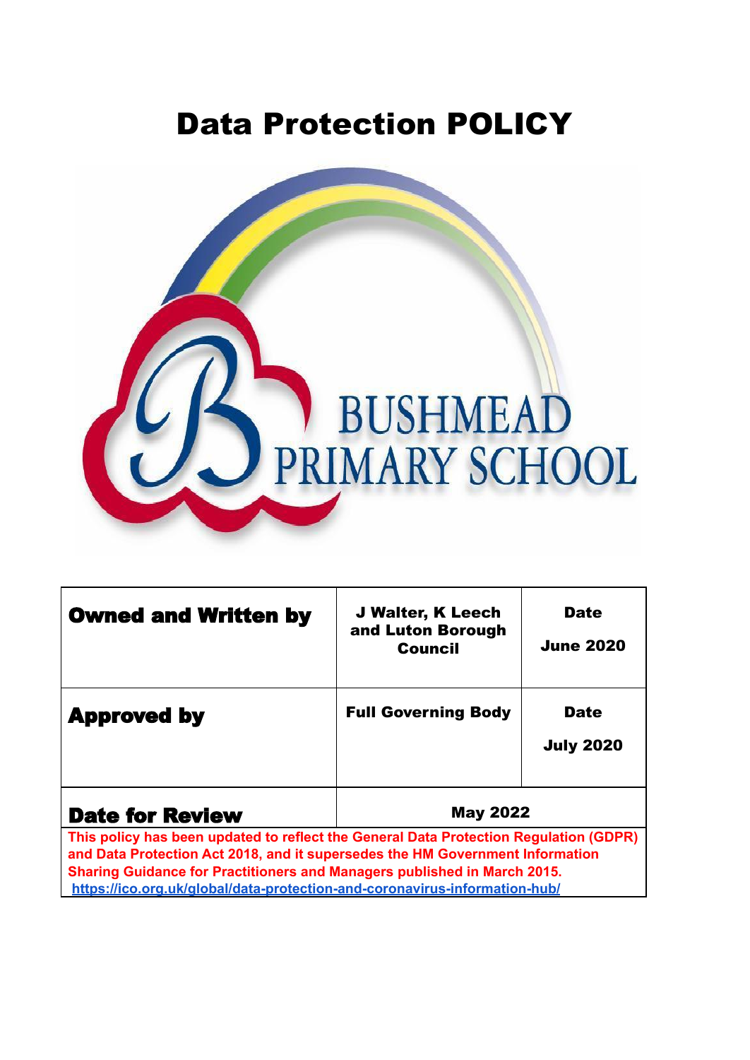# Data Protection POLICY

BUSHMEAD PRIMARY SCHOOL

| **Owned and Written by** | **J Walter, K Leech and Luton Borough Council** | **Date**<br><br>**June 2020** |
|---|---|---|
| **Approved by** | **Full Governing Body** | **Date**<br><br>**July 2020** |
| **Date for Review** | **May 2022** | |

**This policy has been updated to reflect the General Data Protection Regulation (GDPR) and Data Protection Act 2018, and it supersedes the HM Government Information Sharing Guidance for Practitioners and Managers published in March 2015.**
**https://ico.org.uk/global/data-protection-and-coronavirus-information-hub/**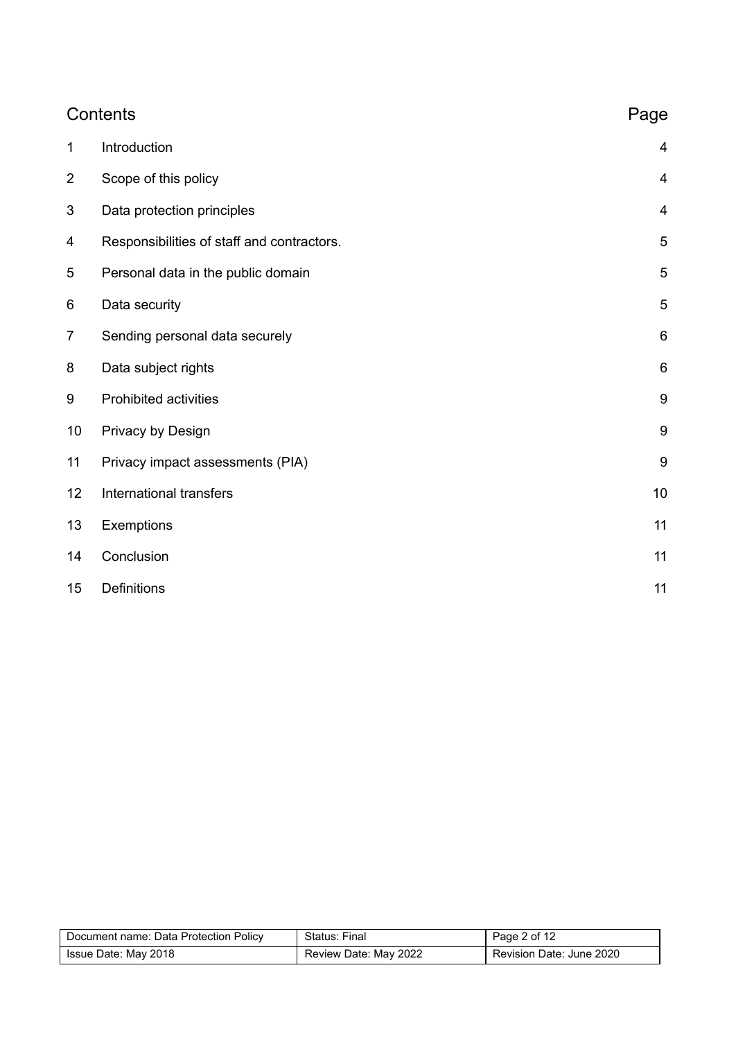## Contents

| | Contents | Page |
|---|---|---|
| 1 | Introduction | 4 |
| 2 | Scope of this policy | 4 |
| 3 | Data protection principles | 4 |
| 4 | Responsibilities of staff and contractors. | 5 |
| 5 | Personal data in the public domain | 5 |
| 6 | Data security | 5 |
| 7 | Sending personal data securely | 6 |
| 8 | Data subject rights | 6 |
| 9 | Prohibited activities | 9 |
| 10 | Privacy by Design | 9 |
| 11 | Privacy impact assessments (PIA) | 9 |
| 12 | International transfers | 10 |
| 13 | Exemptions | 11 |
| 14 | Conclusion | 11 |
| 15 | Definitions | 11 |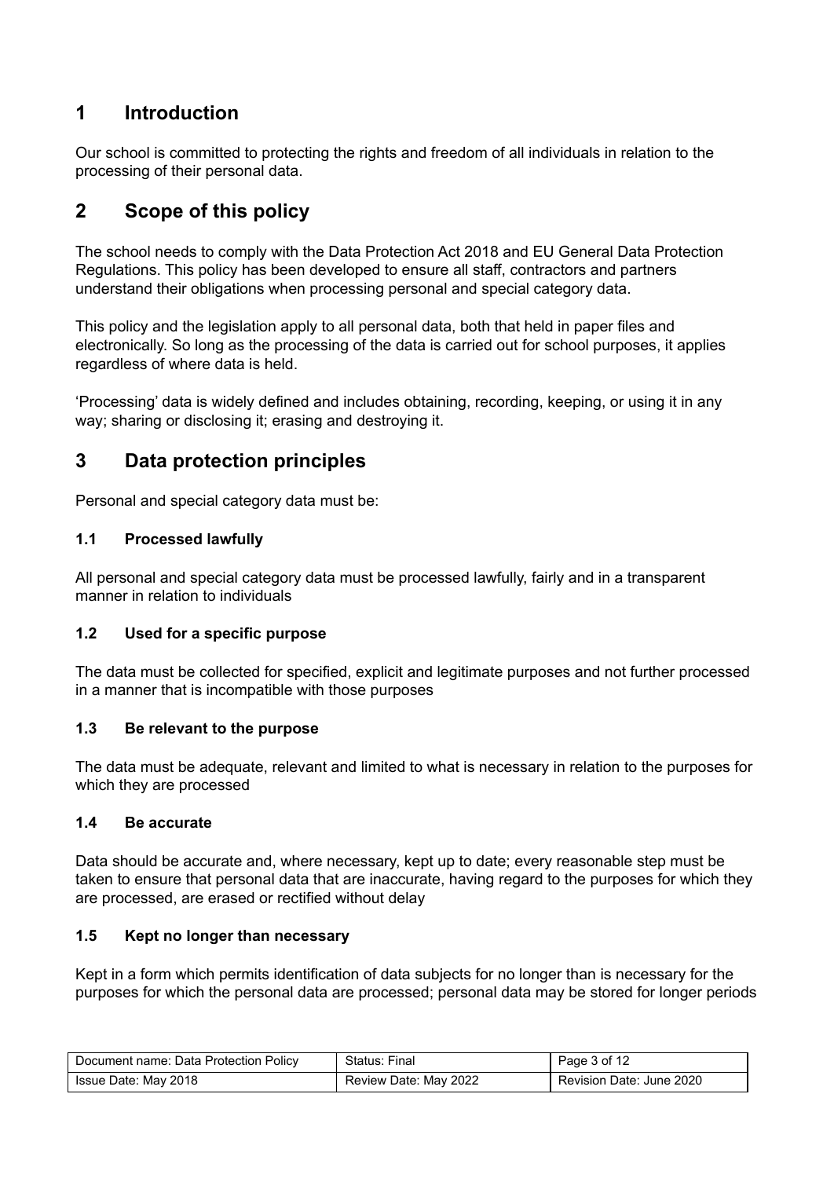## 1 Introduction

Our school is committed to protecting the rights and freedom of all individuals in relation to the processing of their personal data.

## 2 Scope of this policy

The school needs to comply with the Data Protection Act 2018 and EU General Data Protection Regulations. This policy has been developed to ensure all staff, contractors and partners understand their obligations when processing personal and special category data.

This policy and the legislation apply to all personal data, both that held in paper files and electronically. So long as the processing of the data is carried out for school purposes, it applies regardless of where data is held.

'Processing' data is widely defined and includes obtaining, recording, keeping, or using it in any way; sharing or disclosing it; erasing and destroying it.

## 3 Data protection principles

Personal and special category data must be:

### 1.1 Processed lawfully

All personal and special category data must be processed lawfully, fairly and in a transparent manner in relation to individuals

### 1.2 Used for a specific purpose

The data must be collected for specified, explicit and legitimate purposes and not further processed in a manner that is incompatible with those purposes

### 1.3 Be relevant to the purpose

The data must be adequate, relevant and limited to what is necessary in relation to the purposes for which they are processed

### 1.4 Be accurate

Data should be accurate and, where necessary, kept up to date; every reasonable step must be taken to ensure that personal data that are inaccurate, having regard to the purposes for which they are processed, are erased or rectified without delay

### 1.5 Kept no longer than necessary

Kept in a form which permits identification of data subjects for no longer than is necessary for the purposes for which the personal data are processed; personal data may be stored for longer periods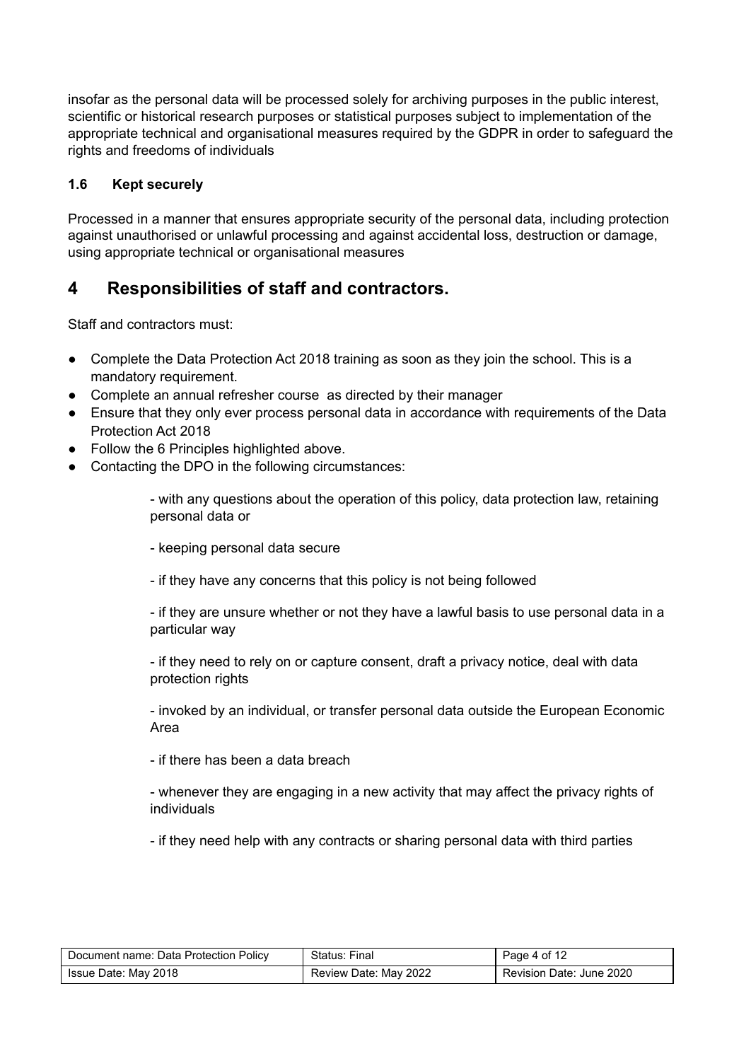insofar as the personal data will be processed solely for archiving purposes in the public interest, scientific or historical research purposes or statistical purposes subject to implementation of the appropriate technical and organisational measures required by the GDPR in order to safeguard the rights and freedoms of individuals

### 1.6 Kept securely

Processed in a manner that ensures appropriate security of the personal data, including protection against unauthorised or unlawful processing and against accidental loss, destruction or damage, using appropriate technical or organisational measures

## 4 Responsibilities of staff and contractors.

Staff and contractors must:

- Complete the Data Protection Act 2018 training as soon as they join the school. This is a mandatory requirement.
- Complete an annual refresher course as directed by their manager
- Ensure that they only ever process personal data in accordance with requirements of the Data Protection Act 2018
- Follow the 6 Principles highlighted above.
- Contacting the DPO in the following circumstances:

  - with any questions about the operation of this policy, data protection law, retaining personal data or

  - keeping personal data secure

  - if they have any concerns that this policy is not being followed

  - if they are unsure whether or not they have a lawful basis to use personal data in a particular way

  - if they need to rely on or capture consent, draft a privacy notice, deal with data protection rights

  - invoked by an individual, or transfer personal data outside the European Economic Area

  - if there has been a data breach

  - whenever they are engaging in a new activity that may affect the privacy rights of individuals

  - if they need help with any contracts or sharing personal data with third parties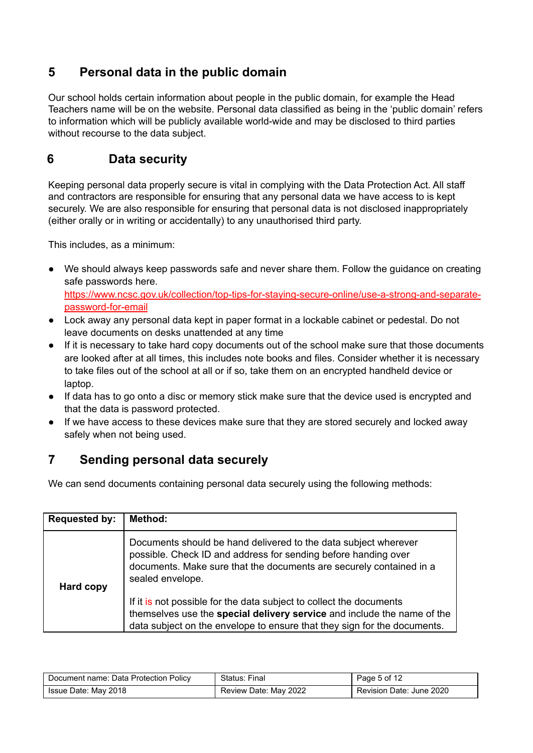## 5 Personal data in the public domain

Our school holds certain information about people in the public domain, for example the Head Teachers name will be on the website. Personal data classified as being in the 'public domain' refers to information which will be publicly available world-wide and may be disclosed to third parties without recourse to the data subject.

## 6 Data security

Keeping personal data properly secure is vital in complying with the Data Protection Act. All staff and contractors are responsible for ensuring that any personal data we have access to is kept securely. We are also responsible for ensuring that personal data is not disclosed inappropriately (either orally or in writing or accidentally) to any unauthorised third party.

This includes, as a minimum:

- We should always keep passwords safe and never share them. Follow the guidance on creating safe passwords here. [https://www.ncsc.gov.uk/collection/top-tips-for-staying-secure-online/use-a-strong-and-separate-password-for-email](https://www.ncsc.gov.uk/collection/top-tips-for-staying-secure-online/use-a-strong-and-separate-password-for-email)
- Lock away any personal data kept in paper format in a lockable cabinet or pedestal. Do not leave documents on desks unattended at any time
- If it is necessary to take hard copy documents out of the school make sure that those documents are looked after at all times, this includes note books and files. Consider whether it is necessary to take files out of the school at all or if so, take them on an encrypted handheld device or laptop.
- If data has to go onto a disc or memory stick make sure that the device used is encrypted and that the data is password protected.
- If we have access to these devices make sure that they are stored securely and locked away safely when not being used.

## 7 Sending personal data securely

We can send documents containing personal data securely using the following methods:

| Requested by: | Method: |
|---|---|
| **Hard copy** | Documents should be hand delivered to the data subject wherever possible. Check ID and address for sending before handing over documents. Make sure that the documents are securely contained in a sealed envelope.<br><br>If it is not possible for the data subject to collect the documents themselves use the **special delivery service** and include the name of the data subject on the envelope to ensure that they sign for the documents. |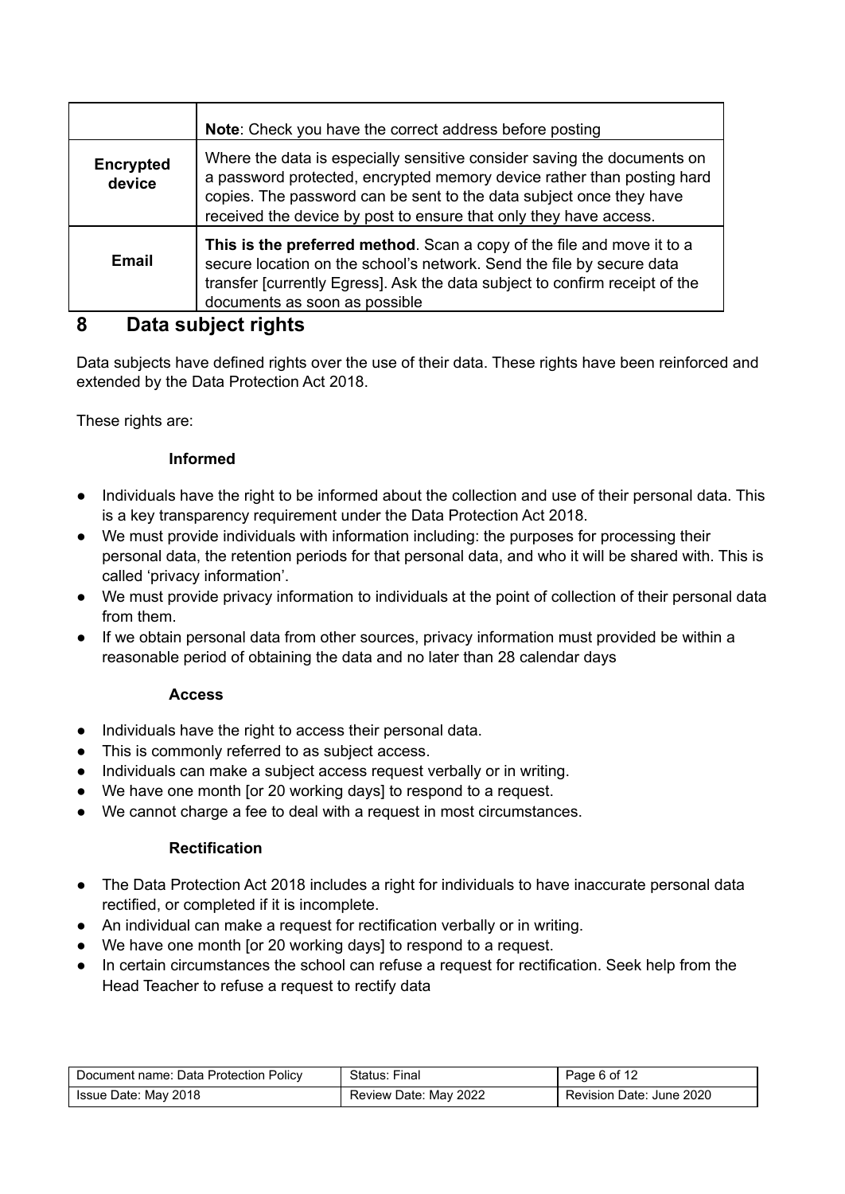| | |
|---|---|
| | **Note**: Check you have the correct address before posting |
| **Encrypted device** | Where the data is especially sensitive consider saving the documents on a password protected, encrypted memory device rather than posting hard copies. The password can be sent to the data subject once they have received the device by post to ensure that only they have access. |
| **Email** | **This is the preferred method**. Scan a copy of the file and move it to a secure location on the school's network. Send the file by secure data transfer [currently Egress]. Ask the data subject to confirm receipt of the documents as soon as possible |

## 8 Data subject rights

Data subjects have defined rights over the use of their data. These rights have been reinforced and extended by the Data Protection Act 2018.

These rights are:

**Informed**

- Individuals have the right to be informed about the collection and use of their personal data. This is a key transparency requirement under the Data Protection Act 2018.
- We must provide individuals with information including: the purposes for processing their personal data, the retention periods for that personal data, and who it will be shared with. This is called 'privacy information'.
- We must provide privacy information to individuals at the point of collection of their personal data from them.
- If we obtain personal data from other sources, privacy information must provided be within a reasonable period of obtaining the data and no later than 28 calendar days

**Access**

- Individuals have the right to access their personal data.
- This is commonly referred to as subject access.
- Individuals can make a subject access request verbally or in writing.
- We have one month [or 20 working days] to respond to a request.
- We cannot charge a fee to deal with a request in most circumstances.

**Rectification**

- The Data Protection Act 2018 includes a right for individuals to have inaccurate personal data rectified, or completed if it is incomplete.
- An individual can make a request for rectification verbally or in writing.
- We have one month [or 20 working days] to respond to a request.
- In certain circumstances the school can refuse a request for rectification. Seek help from the Head Teacher to refuse a request to rectify data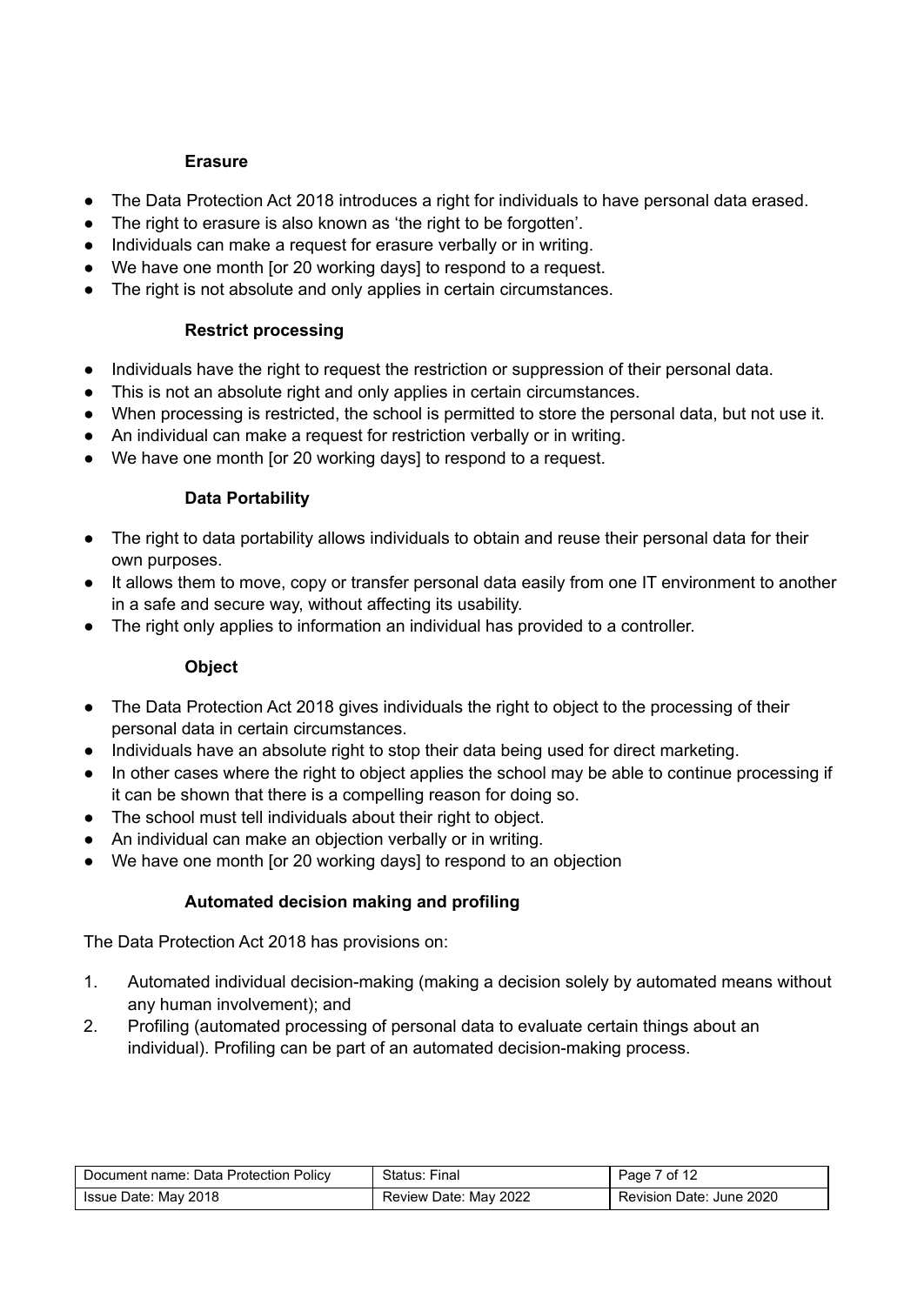### Erasure

- The Data Protection Act 2018 introduces a right for individuals to have personal data erased.
- The right to erasure is also known as 'the right to be forgotten'.
- Individuals can make a request for erasure verbally or in writing.
- We have one month [or 20 working days] to respond to a request.
- The right is not absolute and only applies in certain circumstances.

### Restrict processing

- Individuals have the right to request the restriction or suppression of their personal data.
- This is not an absolute right and only applies in certain circumstances.
- When processing is restricted, the school is permitted to store the personal data, but not use it.
- An individual can make a request for restriction verbally or in writing.
- We have one month [or 20 working days] to respond to a request.

### Data Portability

- The right to data portability allows individuals to obtain and reuse their personal data for their own purposes.
- It allows them to move, copy or transfer personal data easily from one IT environment to another in a safe and secure way, without affecting its usability.
- The right only applies to information an individual has provided to a controller.

### Object

- The Data Protection Act 2018 gives individuals the right to object to the processing of their personal data in certain circumstances.
- Individuals have an absolute right to stop their data being used for direct marketing.
- In other cases where the right to object applies the school may be able to continue processing if it can be shown that there is a compelling reason for doing so.
- The school must tell individuals about their right to object.
- An individual can make an objection verbally or in writing.
- We have one month [or 20 working days] to respond to an objection

### Automated decision making and profiling

The Data Protection Act 2018 has provisions on:

1. Automated individual decision-making (making a decision solely by automated means without any human involvement); and
2. Profiling (automated processing of personal data to evaluate certain things about an individual). Profiling can be part of an automated decision-making process.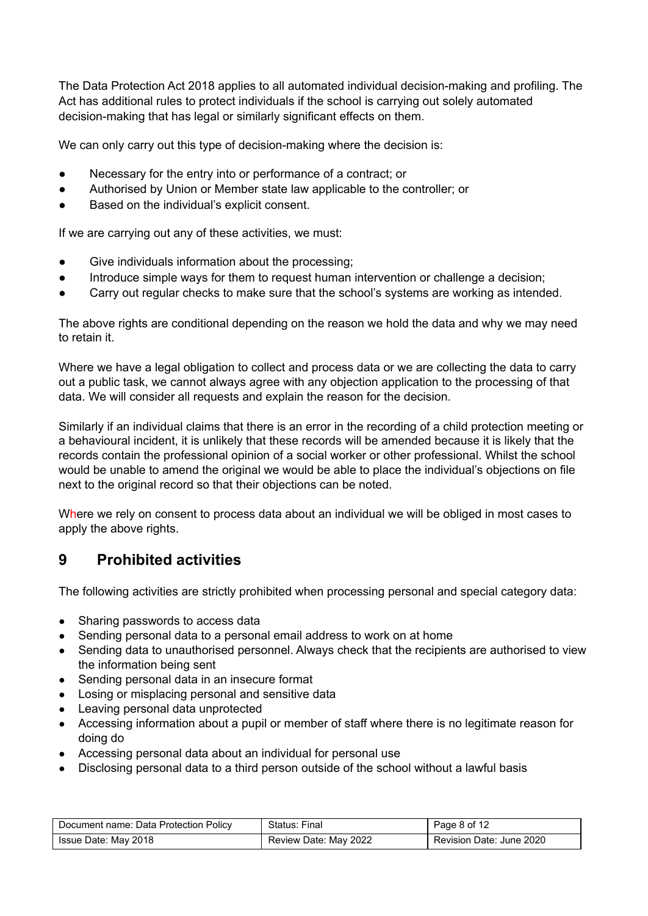The Data Protection Act 2018 applies to all automated individual decision-making and profiling. The Act has additional rules to protect individuals if the school is carrying out solely automated decision-making that has legal or similarly significant effects on them.

We can only carry out this type of decision-making where the decision is:

- Necessary for the entry into or performance of a contract; or
- Authorised by Union or Member state law applicable to the controller; or
- Based on the individual's explicit consent.

If we are carrying out any of these activities, we must:

- Give individuals information about the processing;
- Introduce simple ways for them to request human intervention or challenge a decision;
- Carry out regular checks to make sure that the school's systems are working as intended.

The above rights are conditional depending on the reason we hold the data and why we may need to retain it.

Where we have a legal obligation to collect and process data or we are collecting the data to carry out a public task, we cannot always agree with any objection application to the processing of that data. We will consider all requests and explain the reason for the decision.

Similarly if an individual claims that there is an error in the recording of a child protection meeting or a behavioural incident, it is unlikely that these records will be amended because it is likely that the records contain the professional opinion of a social worker or other professional. Whilst the school would be unable to amend the original we would be able to place the individual's objections on file next to the original record so that their objections can be noted.

Where we rely on consent to process data about an individual we will be obliged in most cases to apply the above rights.

## 9 Prohibited activities

The following activities are strictly prohibited when processing personal and special category data:

- Sharing passwords to access data
- Sending personal data to a personal email address to work on at home
- Sending data to unauthorised personnel. Always check that the recipients are authorised to view the information being sent
- Sending personal data in an insecure format
- Losing or misplacing personal and sensitive data
- Leaving personal data unprotected
- Accessing information about a pupil or member of staff where there is no legitimate reason for doing do
- Accessing personal data about an individual for personal use
- Disclosing personal data to a third person outside of the school without a lawful basis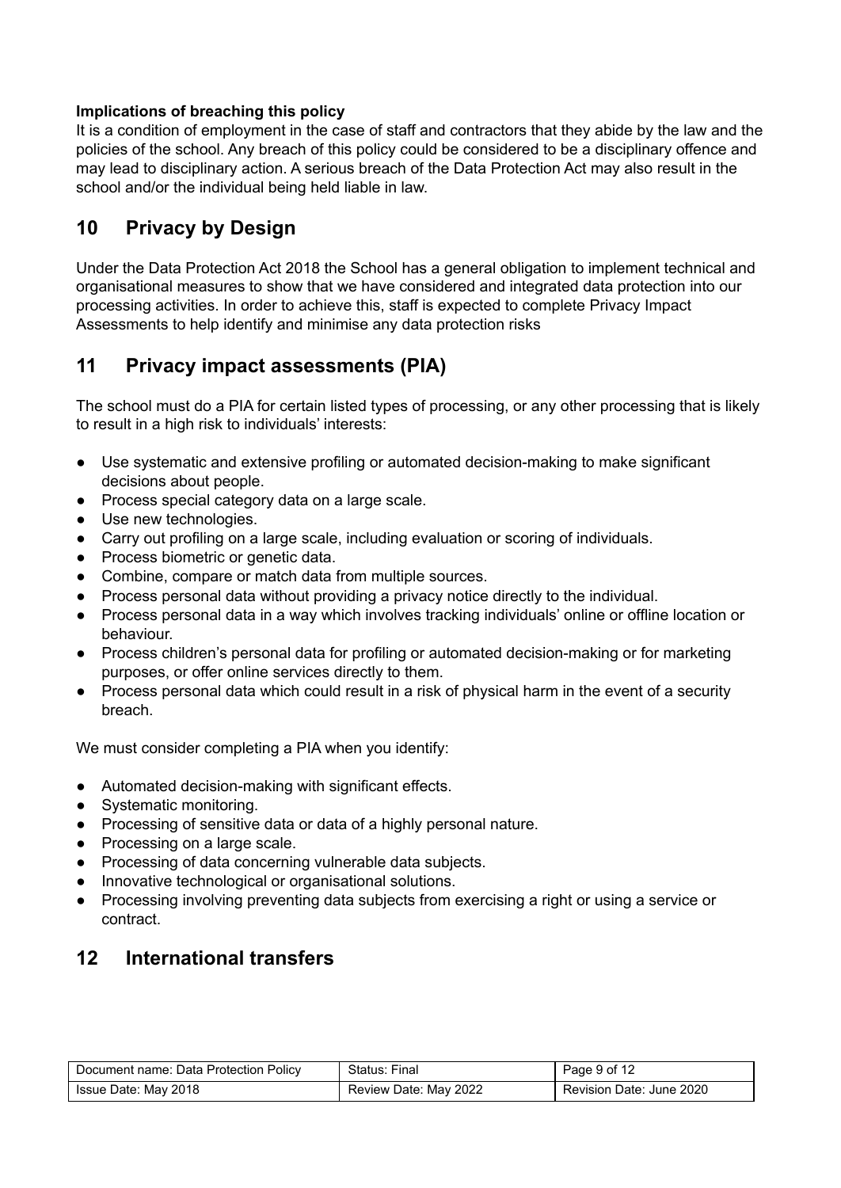**Implications of breaching this policy**

It is a condition of employment in the case of staff and contractors that they abide by the law and the policies of the school. Any breach of this policy could be considered to be a disciplinary offence and may lead to disciplinary action. A serious breach of the Data Protection Act may also result in the school and/or the individual being held liable in law.

## 10 Privacy by Design

Under the Data Protection Act 2018 the School has a general obligation to implement technical and organisational measures to show that we have considered and integrated data protection into our processing activities. In order to achieve this, staff is expected to complete Privacy Impact Assessments to help identify and minimise any data protection risks

## 11 Privacy impact assessments (PIA)

The school must do a PIA for certain listed types of processing, or any other processing that is likely to result in a high risk to individuals' interests:

- Use systematic and extensive profiling or automated decision-making to make significant decisions about people.
- Process special category data on a large scale.
- Use new technologies.
- Carry out profiling on a large scale, including evaluation or scoring of individuals.
- Process biometric or genetic data.
- Combine, compare or match data from multiple sources.
- Process personal data without providing a privacy notice directly to the individual.
- Process personal data in a way which involves tracking individuals' online or offline location or behaviour.
- Process children's personal data for profiling or automated decision-making or for marketing purposes, or offer online services directly to them.
- Process personal data which could result in a risk of physical harm in the event of a security breach.

We must consider completing a PIA when you identify:

- Automated decision-making with significant effects.
- Systematic monitoring.
- Processing of sensitive data or data of a highly personal nature.
- Processing on a large scale.
- Processing of data concerning vulnerable data subjects.
- Innovative technological or organisational solutions.
- Processing involving preventing data subjects from exercising a right or using a service or contract.

## 12 International transfers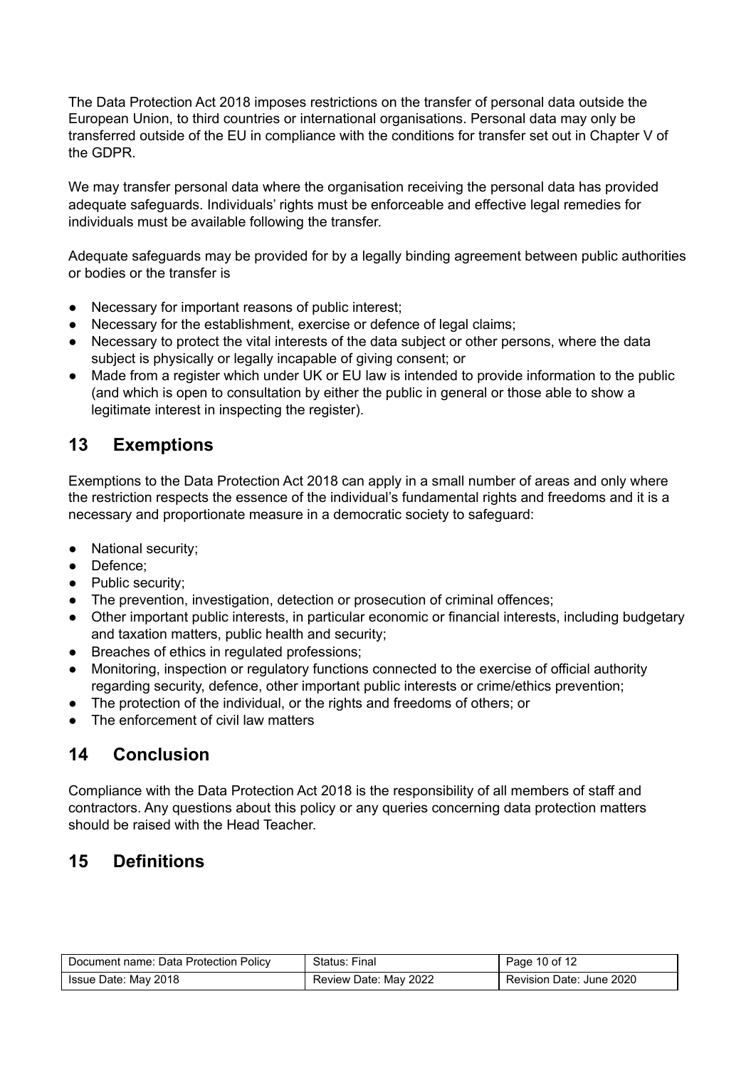The Data Protection Act 2018 imposes restrictions on the transfer of personal data outside the European Union, to third countries or international organisations. Personal data may only be transferred outside of the EU in compliance with the conditions for transfer set out in Chapter V of the GDPR.

We may transfer personal data where the organisation receiving the personal data has provided adequate safeguards. Individuals' rights must be enforceable and effective legal remedies for individuals must be available following the transfer.

Adequate safeguards may be provided for by a legally binding agreement between public authorities or bodies or the transfer is

- Necessary for important reasons of public interest;
- Necessary for the establishment, exercise or defence of legal claims;
- Necessary to protect the vital interests of the data subject or other persons, where the data subject is physically or legally incapable of giving consent; or
- Made from a register which under UK or EU law is intended to provide information to the public (and which is open to consultation by either the public in general or those able to show a legitimate interest in inspecting the register).

## 13 Exemptions

Exemptions to the Data Protection Act 2018 can apply in a small number of areas and only where the restriction respects the essence of the individual's fundamental rights and freedoms and it is a necessary and proportionate measure in a democratic society to safeguard:

- National security;
- Defence;
- Public security;
- The prevention, investigation, detection or prosecution of criminal offences;
- Other important public interests, in particular economic or financial interests, including budgetary and taxation matters, public health and security;
- Breaches of ethics in regulated professions;
- Monitoring, inspection or regulatory functions connected to the exercise of official authority regarding security, defence, other important public interests or crime/ethics prevention;
- The protection of the individual, or the rights and freedoms of others; or
- The enforcement of civil law matters

## 14 Conclusion

Compliance with the Data Protection Act 2018 is the responsibility of all members of staff and contractors. Any questions about this policy or any queries concerning data protection matters should be raised with the Head Teacher.

## 15 Definitions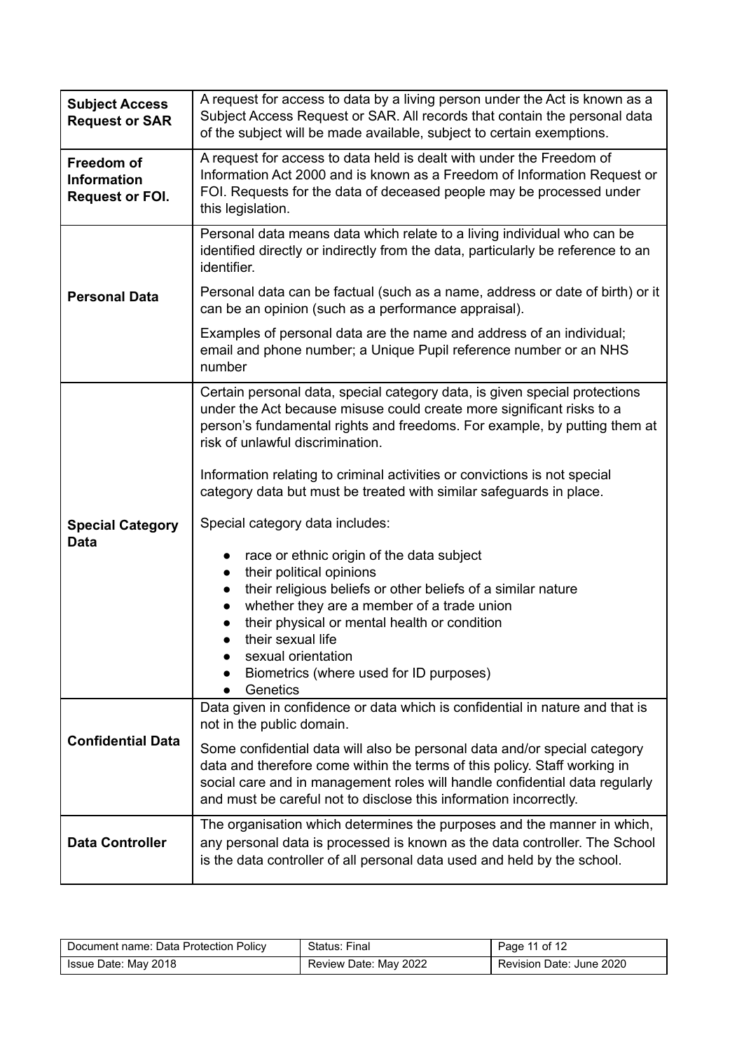| Term | Definition |
|---|---|
| **Subject Access Request or SAR** | A request for access to data by a living person under the Act is known as a Subject Access Request or SAR. All records that contain the personal data of the subject will be made available, subject to certain exemptions. |
| **Freedom of Information Request or FOI.** | A request for access to data held is dealt with under the Freedom of Information Act 2000 and is known as a Freedom of Information Request or FOI. Requests for the data of deceased people may be processed under this legislation. |
| **Personal Data** | Personal data means data which relate to a living individual who can be identified directly or indirectly from the data, particularly be reference to an identifier.<br><br>Personal data can be factual (such as a name, address or date of birth) or it can be an opinion (such as a performance appraisal).<br><br>Examples of personal data are the name and address of an individual; email and phone number; a Unique Pupil reference number or an NHS number |
| **Special Category Data** | Certain personal data, special category data, is given special protections under the Act because misuse could create more significant risks to a person's fundamental rights and freedoms. For example, by putting them at risk of unlawful discrimination.<br><br>Information relating to criminal activities or convictions is not special category data but must be treated with similar safeguards in place.<br><br>Special category data includes:<br>• race or ethnic origin of the data subject<br>• their political opinions<br>• their religious beliefs or other beliefs of a similar nature<br>• whether they are a member of a trade union<br>• their physical or mental health or condition<br>• their sexual life<br>• sexual orientation<br>• Biometrics (where used for ID purposes)<br>• Genetics |
| **Confidential Data** | Data given in confidence or data which is confidential in nature and that is not in the public domain.<br><br>Some confidential data will also be personal data and/or special category data and therefore come within the terms of this policy. Staff working in social care and in management roles will handle confidential data regularly and must be careful not to disclose this information incorrectly. |
| **Data Controller** | The organisation which determines the purposes and the manner in which, any personal data is processed is known as the data controller. The School is the data controller of all personal data used and held by the school. |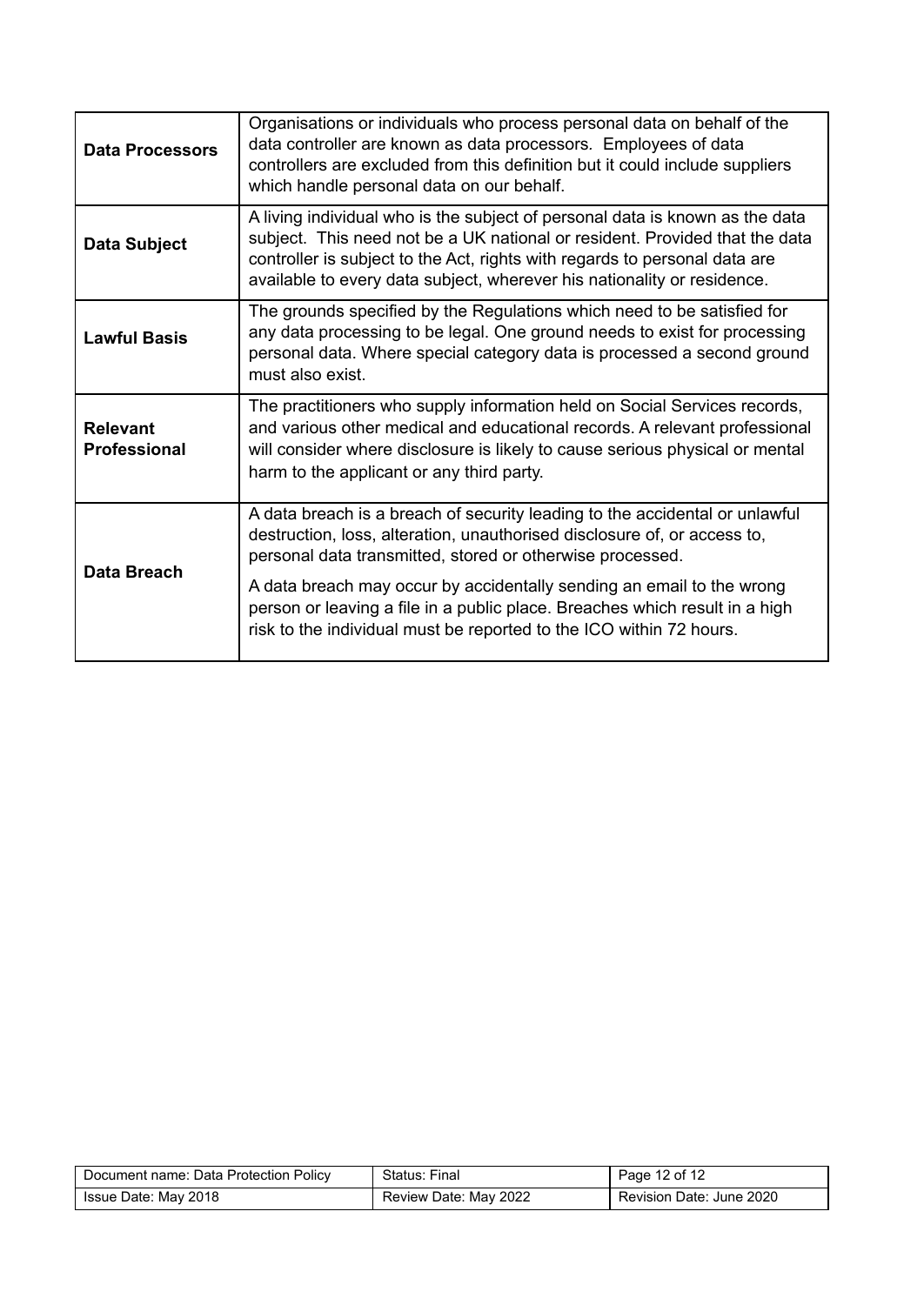| | |
|---|---|
| **Data Processors** | Organisations or individuals who process personal data on behalf of the data controller are known as data processors. Employees of data controllers are excluded from this definition but it could include suppliers which handle personal data on our behalf. |
| **Data Subject** | A living individual who is the subject of personal data is known as the data subject. This need not be a UK national or resident. Provided that the data controller is subject to the Act, rights with regards to personal data are available to every data subject, wherever his nationality or residence. |
| **Lawful Basis** | The grounds specified by the Regulations which need to be satisfied for any data processing to be legal. One ground needs to exist for processing personal data. Where special category data is processed a second ground must also exist. |
| **Relevant Professional** | The practitioners who supply information held on Social Services records, and various other medical and educational records. A relevant professional will consider where disclosure is likely to cause serious physical or mental harm to the applicant or any third party. |
| **Data Breach** | A data breach is a breach of security leading to the accidental or unlawful destruction, loss, alteration, unauthorised disclosure of, or access to, personal data transmitted, stored or otherwise processed.<br><br>A data breach may occur by accidentally sending an email to the wrong person or leaving a file in a public place. Breaches which result in a high risk to the individual must be reported to the ICO within 72 hours. |